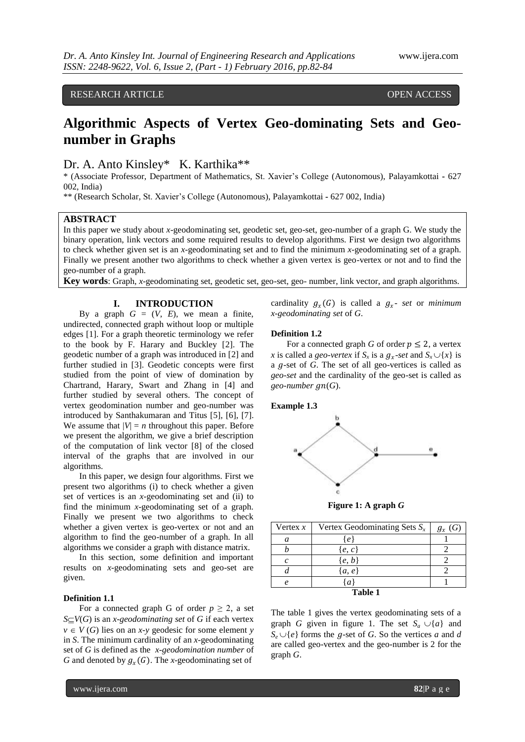RESEARCH ARTICLE OPEN ACCESS

# Algorithmic Aspects of Vertex Geo-dominating Sets and Geo-number in Graphs

Dr. A. Anto Kinsley* K. Karthika**

\* (Associate Professor, Department of Mathematics, St. Xavier's College (Autonomous), Palayamkottai - 627 002, India)

\*\* (Research Scholar, St. Xavier's College (Autonomous), Palayamkottai - 627 002, India)

## ABSTRACT

In this paper we study about *x*-geodominating set, geodetic set, geo-set, geo-number of a graph G. We study the binary operation, link vectors and some required results to develop algorithms. First we design two algorithms to check whether given set is an *x*-geodominating set and to find the minimum *x*-geodominating set of a graph. Finally we present another two algorithms to check whether a given vertex is geo-vertex or not and to find the geo-number of a graph.

**Key words**: Graph, *x*-geodominating set, geodetic set, geo-set, geo- number, link vector, and graph algorithms.

## I. INTRODUCTION

By a graph $G = (V, E)$, we mean a finite, undirected, connected graph without loop or multiple edges [1]. For a graph theoretic terminology we refer to the book by F. Harary and Buckley [2]. The geodetic number of a graph was introduced in [2] and further studied in [3]. Geodetic concepts were first studied from the point of view of domination by Chartrand, Harary, Swart and Zhang in [4] and further studied by several others. The concept of vertex geodomination number and geo-number was introduced by Santhakumaran and Titus [5], [6], [7]. We assume that $|V| = n$ throughout this paper. Before we present the algorithm, we give a brief description of the computation of link vector [8] of the closed interval of the graphs that are involved in our algorithms.

In this paper, we design four algorithms. First we present two algorithms (i) to check whether a given set of vertices is an *x*-geodominating set and (ii) to find the minimum *x*-geodominating set of a graph. Finally we present we two algorithms to check whether a given vertex is geo-vertex or not and an algorithm to find the geo-number of a graph. In all algorithms we consider a graph with distance matrix.

In this section, some definition and important results on *x*-geodominating sets and geo-set are given.

**Definition 1.1**

For a connected graph G of order $p \geq 2$, a set $S \subseteq V(G)$ is an *x-geodominating set* of *G* if each vertex $v \in V(G)$ lies on an *x*-*y* geodesic for some element *y* in *S*. The minimum cardinality of an *x*-geodominating set of *G* is defined as the *x-geodomination number* of *G* and denoted by $g_x(G)$. The *x*-geodominating set of cardinality $g_x(G)$ is called a $g_x$*- set* or *minimum x-geodominating set* of *G*.

**Definition 1.2**

For a connected graph *G* of order $p \leq 2$, a vertex *x* is called a *geo-vertex* if $S_x$ is a $g_x$*-set* and $S_x \cup \{x\}$ is a $g$-set of *G*. The set of all geo-vertices is called as *geo-set* and the cardinality of the geo-set is called as *geo-number* $gn(G)$.

**Example 1.3**

**Figure 1: A graph *G***

| Vertex *x* | Vertex Geodominating Sets $S_x$ | $g_x$ (*G*) |
|---|---|---|
| *a* | {*e*} | 1 |
| *b* | {*e*, *c*} | 2 |
| *c* | {*e*, *b*} | 2 |
| *d* | {*a*, *e*} | 2 |
| *e* | {*a*} | 1 |

**Table 1**

The table 1 gives the vertex geodominating sets of a graph *G* given in figure 1. The set $S_a \cup \{a\}$ and $S_e \cup \{e\}$ forms the *g*-set of *G*. So the vertices *a* and *d* are called geo-vertex and the geo-number is 2 for the graph *G*.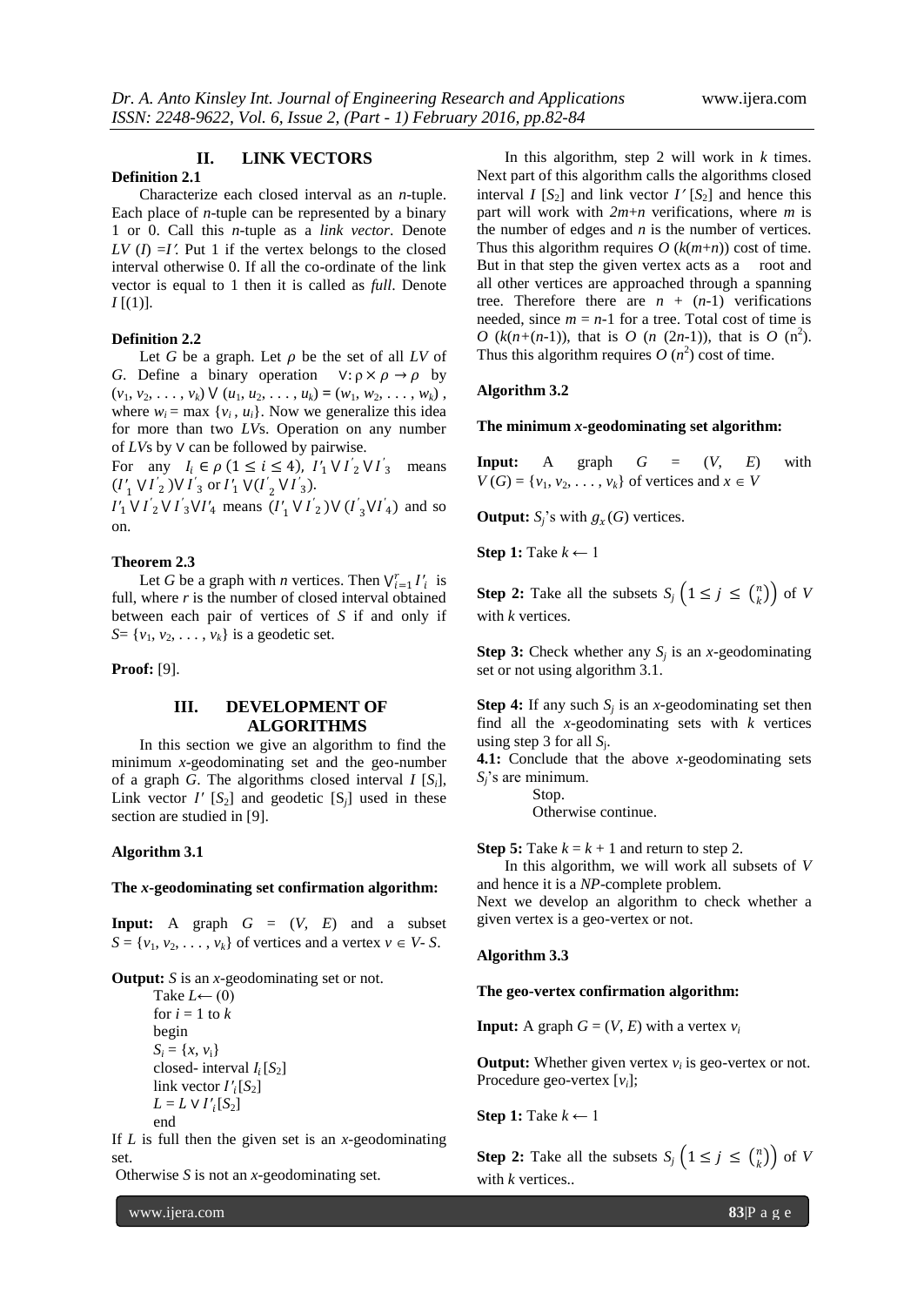## II. LINK VECTORS

**Definition 2.1**

Characterize each closed interval as an $n$-tuple. Each place of $n$-tuple can be represented by a binary 1 or 0. Call this $n$-tuple as a *link vector*. Denote $LV(I) = I'$. Put 1 if the vertex belongs to the closed interval otherwise 0. If all the co-ordinate of the link vector is equal to 1 then it is called as *full*. Denote $I[(1)]$.

**Definition 2.2**

Let $G$ be a graph. Let $\rho$ be the set of all $LV$ of $G$. Define a binary operation $\vee: \rho \times \rho \rightarrow \rho$ by $(v_1, v_2, \ldots, v_k) \vee (u_1, u_2, \ldots, u_k) = (w_1, w_2, \ldots, w_k)$, where $w_i = \max\{v_i, u_i\}$. Now we generalize this idea for more than two $LV$s. Operation on any number of $LV$s by $\vee$ can be followed by pairwise.

For any $I_i \in \rho\ (1 \leq i \leq 4)$, $I'_1 \vee I'_2 \vee I'_3$ means $(I'_1 \vee I'_2) \vee I'_3$ or $I'_1 \vee (I'_2 \vee I'_3)$.

$I'_1 \vee I'_2 \vee I'_3 \vee I'_4$ means $(I'_1 \vee I'_2) \vee (I'_3 \vee I'_4)$ and so on.

**Theorem 2.3**

Let $G$ be a graph with $n$ vertices. Then $\bigvee_{i=1}^{r} I'_i$ is full, where $r$ is the number of closed interval obtained between each pair of vertices of $S$ if and only if $S = \{v_1, v_2, \ldots, v_k\}$ is a geodetic set.

**Proof:** [9].

## III. DEVELOPMENT OF ALGORITHMS

In this section we give an algorithm to find the minimum $x$-geodominating set and the geo-number of a graph $G$. The algorithms closed interval $I[S_i]$, Link vector $I'[S_2]$ and geodetic $[S_j]$ used in these section are studied in [9].

**Algorithm 3.1**

**The $x$-geodominating set confirmation algorithm:**

**Input:** A graph $G = (V, E)$ and a subset $S = \{v_1, v_2, \ldots, v_k\}$ of vertices and a vertex $v \in V - S$.

**Output:** $S$ is an $x$-geodominating set or not.

```
Take L ← (0)
for i = 1 to k
begin
S_i = {x, v_i}
closed- interval I_i[S_2]
link vector I'_i[S_2]
L = L ∨ I'_i[S_2]
end
```

If $L$ is full then the given set is an $x$-geodominating set.

Otherwise $S$ is not an $x$-geodominating set.

In this algorithm, step 2 will work in $k$ times. Next part of this algorithm calls the algorithms closed interval $I[S_2]$ and link vector $I'[S_2]$ and hence this part will work with $2m+n$ verifications, where $m$ is the number of edges and $n$ is the number of vertices. Thus this algorithm requires $O(k(m+n))$ cost of time. But in that step the given vertex acts as a root and all other vertices are approached through a spanning tree. Therefore there are $n + (n-1)$ verifications needed, since $m = n-1$ for a tree. Total cost of time is $O(k(n+(n-1))$, that is $O(n(2n-1))$, that is $O(n^2)$. Thus this algorithm requires $O(n^2)$ cost of time.

**Algorithm 3.2**

**The minimum $x$-geodominating set algorithm:**

**Input:** A graph $G = (V, E)$ with $V(G) = \{v_1, v_2, \ldots, v_k\}$ of vertices and $x \in V$

**Output:** $S_j$'s with $g_x(G)$ vertices.

**Step 1:** Take $k \leftarrow 1$

**Step 2:** Take all the subsets $S_j \left(1 \leq j \leq \binom{n}{k}\right)$ of $V$ with $k$ vertices.

**Step 3:** Check whether any $S_j$ is an $x$-geodominating set or not using algorithm 3.1.

**Step 4:** If any such $S_j$ is an $x$-geodominating set then find all the $x$-geodominating sets with $k$ vertices using step 3 for all $S_j$.

**4.1:** Conclude that the above $x$-geodominating sets $S_j$'s are minimum.

Stop.

Otherwise continue.

**Step 5:** Take $k = k + 1$ and return to step 2.

In this algorithm, we will work all subsets of $V$ and hence it is a *NP*-complete problem.

Next we develop an algorithm to check whether a given vertex is a geo-vertex or not.

**Algorithm 3.3**

**The geo-vertex confirmation algorithm:**

**Input:** A graph $G = (V, E)$ with a vertex $v_i$

**Output:** Whether given vertex $v_i$ is geo-vertex or not.

Procedure geo-vertex $[v_i]$;

**Step 1:** Take $k \leftarrow 1$

**Step 2:** Take all the subsets $S_j \left(1 \leq j \leq \binom{n}{k}\right)$ of $V$ with $k$ vertices..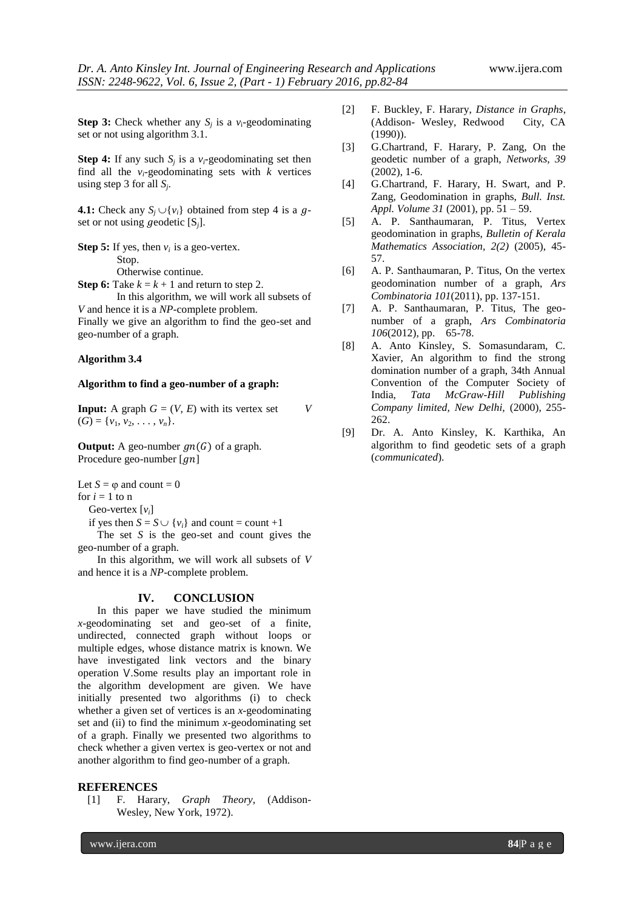**Step 3:** Check whether any $S_j$ is a $v_i$-geodominating set or not using algorithm 3.1.

**Step 4:** If any such $S_j$ is a $v_i$-geodominating set then find all the $v_i$-geodominating sets with $k$ vertices using step 3 for all $S_j$.

**4.1:** Check any $S_j \cup \{v_i\}$ obtained from step 4 is a $g$-set or not using $g$eodetic [$S_j$].

**Step 5:** If yes, then $v_i$ is a geo-vertex.
Stop.
Otherwise continue.

**Step 6:** Take $k = k + 1$ and return to step 2.

In this algorithm, we will work all subsets of $V$ and hence it is a *NP*-complete problem.

Finally we give an algorithm to find the geo-set and geo-number of a graph.

**Algorithm 3.4**

**Algorithm to find a geo-number of a graph:**

**Input:** A graph $G = (V, E)$ with its vertex set $V(G) = \{v_1, v_2, \ldots, v_n\}$.

**Output:** A geo-number $gn(G)$ of a graph.
Procedure geo-number [$gn$]

Let $S = \varphi$ and count = 0
for $i = 1$ to n
Geo-vertex [$v_i$]
if yes then $S = S \cup \{v_i\}$ and count = count +1

The set $S$ is the geo-set and count gives the geo-number of a graph.

In this algorithm, we will work all subsets of $V$ and hence it is a *NP*-complete problem.

## IV. CONCLUSION

In this paper we have studied the minimum $x$-geodominating set and geo-set of a finite, undirected, connected graph without loops or multiple edges, whose distance matrix is known. We have investigated link vectors and the binary operation ⋁.Some results play an important role in the algorithm development are given. We have initially presented two algorithms (i) to check whether a given set of vertices is an $x$-geodominating set and (ii) to find the minimum $x$-geodominating set of a graph. Finally we presented two algorithms to check whether a given vertex is geo-vertex or not and another algorithm to find geo-number of a graph.

## REFERENCES

[1] F. Harary, *Graph Theory*, (Addison-Wesley, New York, 1972).

[2] F. Buckley, F. Harary, *Distance in Graphs*, (Addison- Wesley, Redwood City, CA (1990)).

[3] G.Chartrand, F. Harary, P. Zang, On the geodetic number of a graph, *Networks, 39* (2002), 1-6.

[4] G.Chartrand, F. Harary, H. Swart, and P. Zang, Geodomination in graphs, *Bull. Inst. Appl. Volume 31* (2001), pp. 51 – 59.

[5] A. P. Santhaumaran, P. Titus, Vertex geodomination in graphs, *Bulletin of Kerala Mathematics Association, 2(2)* (2005), 45-57.

[6] A. P. Santhaumaran, P. Titus, On the vertex geodomination number of a graph, *Ars Combinatoria 101*(2011), pp. 137-151.

[7] A. P. Santhaumaran, P. Titus, The geo-number of a graph, *Ars Combinatoria 106*(2012), pp. 65-78.

[8] A. Anto Kinsley, S. Somasundaram, C. Xavier, An algorithm to find the strong domination number of a graph, 34th Annual Convention of the Computer Society of India, *Tata McGraw-Hill Publishing Company limited, New Delhi,* (2000), 255-262.

[9] Dr. A. Anto Kinsley, K. Karthika, An algorithm to find geodetic sets of a graph (*communicated*).